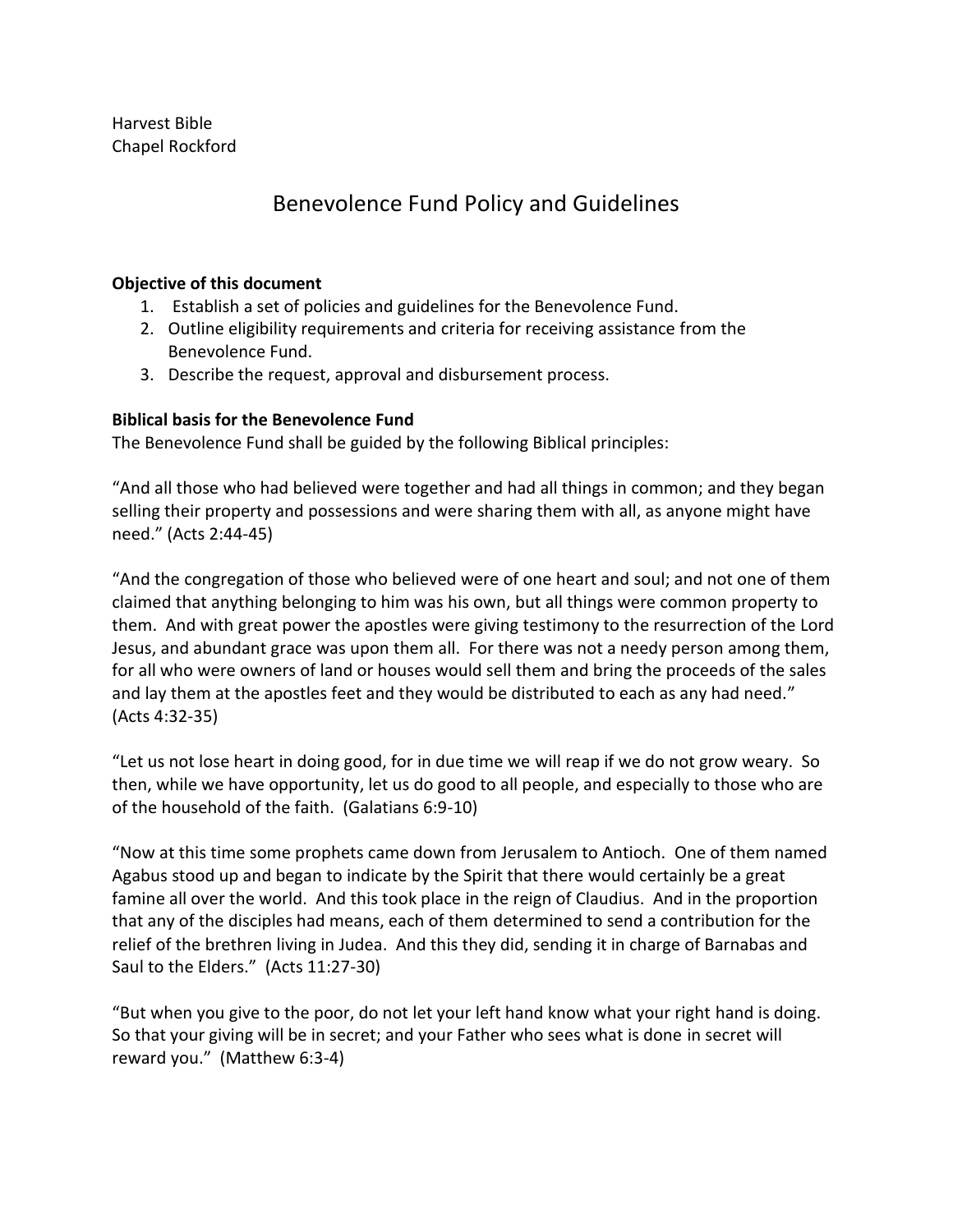Harvest Bible
Chapel Rockford

# Benevolence Fund Policy and Guidelines

**Objective of this document**

1. Establish a set of policies and guidelines for the Benevolence Fund.
2. Outline eligibility requirements and criteria for receiving assistance from the Benevolence Fund.
3. Describe the request, approval and disbursement process.

**Biblical basis for the Benevolence Fund**

The Benevolence Fund shall be guided by the following Biblical principles:

"And all those who had believed were together and had all things in common; and they began selling their property and possessions and were sharing them with all, as anyone might have need." (Acts 2:44-45)

"And the congregation of those who believed were of one heart and soul; and not one of them claimed that anything belonging to him was his own, but all things were common property to them. And with great power the apostles were giving testimony to the resurrection of the Lord Jesus, and abundant grace was upon them all. For there was not a needy person among them, for all who were owners of land or houses would sell them and bring the proceeds of the sales and lay them at the apostles feet and they would be distributed to each as any had need." (Acts 4:32-35)

"Let us not lose heart in doing good, for in due time we will reap if we do not grow weary. So then, while we have opportunity, let us do good to all people, and especially to those who are of the household of the faith. (Galatians 6:9-10)

"Now at this time some prophets came down from Jerusalem to Antioch. One of them named Agabus stood up and began to indicate by the Spirit that there would certainly be a great famine all over the world. And this took place in the reign of Claudius. And in the proportion that any of the disciples had means, each of them determined to send a contribution for the relief of the brethren living in Judea. And this they did, sending it in charge of Barnabas and Saul to the Elders." (Acts 11:27-30)

"But when you give to the poor, do not let your left hand know what your right hand is doing. So that your giving will be in secret; and your Father who sees what is done in secret will reward you." (Matthew 6:3-4)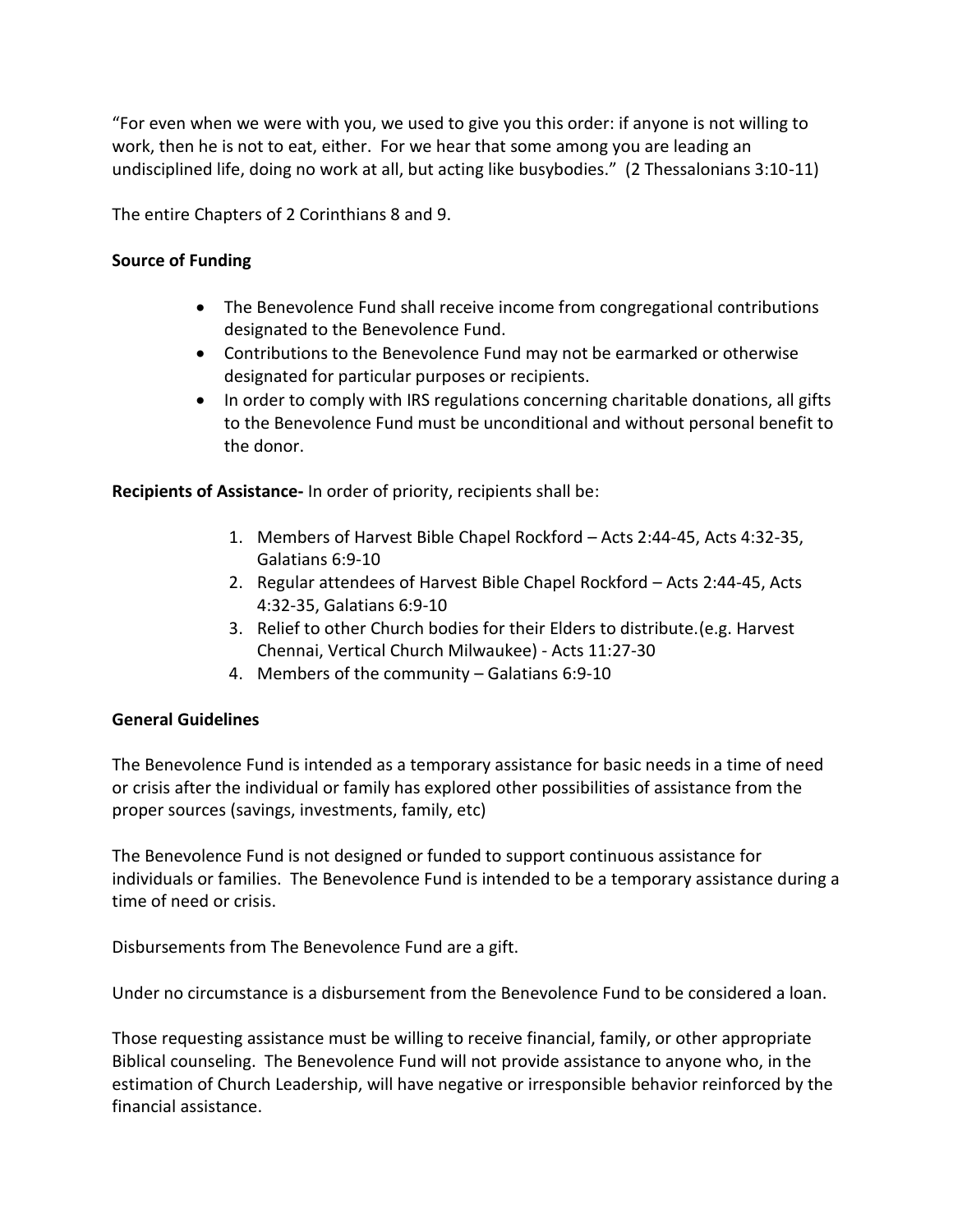"For even when we were with you, we used to give you this order: if anyone is not willing to work, then he is not to eat, either. For we hear that some among you are leading an undisciplined life, doing no work at all, but acting like busybodies." (2 Thessalonians 3:10-11)

The entire Chapters of 2 Corinthians 8 and 9.

**Source of Funding**

- The Benevolence Fund shall receive income from congregational contributions designated to the Benevolence Fund.
- Contributions to the Benevolence Fund may not be earmarked or otherwise designated for particular purposes or recipients.
- In order to comply with IRS regulations concerning charitable donations, all gifts to the Benevolence Fund must be unconditional and without personal benefit to the donor.

**Recipients of Assistance-** In order of priority, recipients shall be:

1. Members of Harvest Bible Chapel Rockford – Acts 2:44-45, Acts 4:32-35, Galatians 6:9-10
2. Regular attendees of Harvest Bible Chapel Rockford – Acts 2:44-45, Acts 4:32-35, Galatians 6:9-10
3. Relief to other Church bodies for their Elders to distribute.(e.g. Harvest Chennai, Vertical Church Milwaukee) - Acts 11:27-30
4. Members of the community – Galatians 6:9-10

**General Guidelines**

The Benevolence Fund is intended as a temporary assistance for basic needs in a time of need or crisis after the individual or family has explored other possibilities of assistance from the proper sources (savings, investments, family, etc)

The Benevolence Fund is not designed or funded to support continuous assistance for individuals or families. The Benevolence Fund is intended to be a temporary assistance during a time of need or crisis.

Disbursements from The Benevolence Fund are a gift.

Under no circumstance is a disbursement from the Benevolence Fund to be considered a loan.

Those requesting assistance must be willing to receive financial, family, or other appropriate Biblical counseling. The Benevolence Fund will not provide assistance to anyone who, in the estimation of Church Leadership, will have negative or irresponsible behavior reinforced by the financial assistance.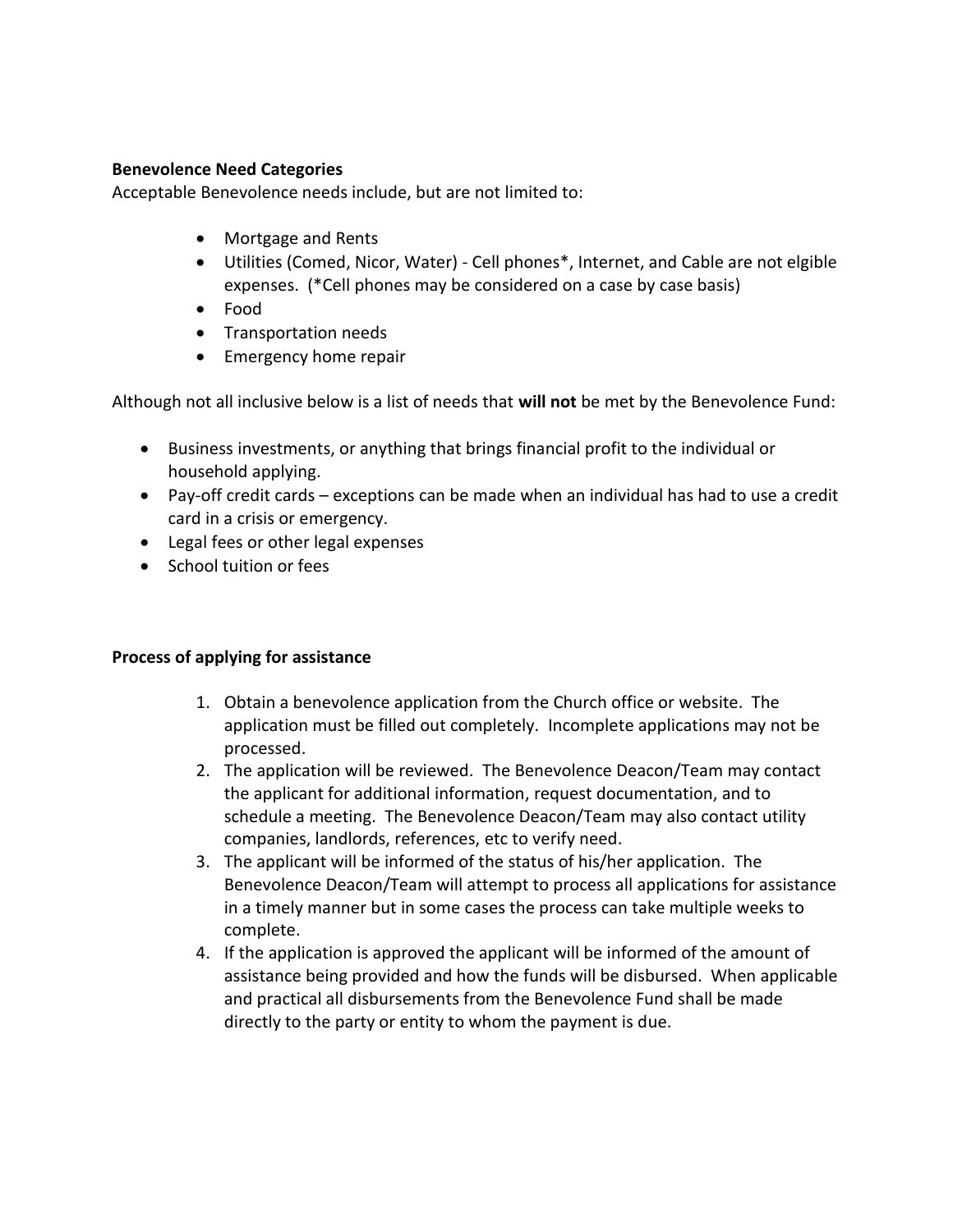**Benevolence Need Categories**

Acceptable Benevolence needs include, but are not limited to:

- Mortgage and Rents
- Utilities (Comed, Nicor, Water) - Cell phones*, Internet, and Cable are not elgible expenses. (*Cell phones may be considered on a case by case basis)
- Food
- Transportation needs
- Emergency home repair

Although not all inclusive below is a list of needs that **will not** be met by the Benevolence Fund:

- Business investments, or anything that brings financial profit to the individual or household applying.
- Pay-off credit cards – exceptions can be made when an individual has had to use a credit card in a crisis or emergency.
- Legal fees or other legal expenses
- School tuition or fees

**Process of applying for assistance**

1. Obtain a benevolence application from the Church office or website. The application must be filled out completely. Incomplete applications may not be processed.
2. The application will be reviewed. The Benevolence Deacon/Team may contact the applicant for additional information, request documentation, and to schedule a meeting. The Benevolence Deacon/Team may also contact utility companies, landlords, references, etc to verify need.
3. The applicant will be informed of the status of his/her application. The Benevolence Deacon/Team will attempt to process all applications for assistance in a timely manner but in some cases the process can take multiple weeks to complete.
4. If the application is approved the applicant will be informed of the amount of assistance being provided and how the funds will be disbursed. When applicable and practical all disbursements from the Benevolence Fund shall be made directly to the party or entity to whom the payment is due.